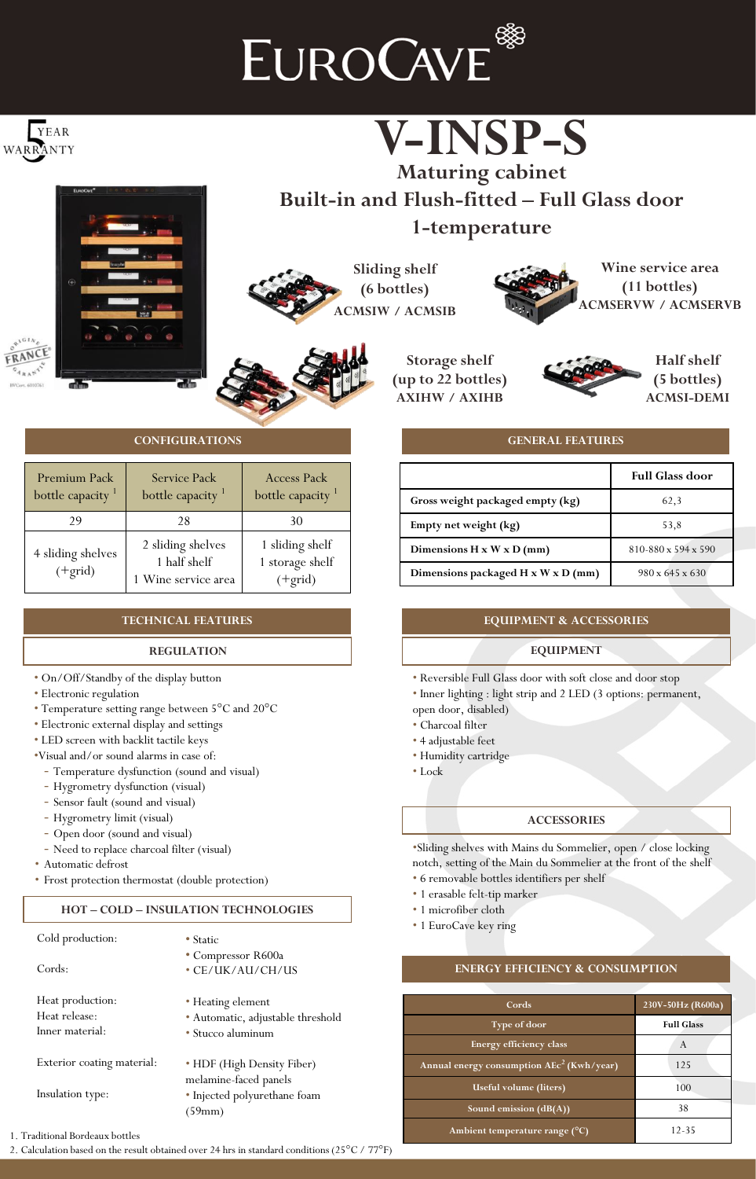# EUROCAVE

5 YEAR WARRANTY

# V-INSP-S

## Maturing cabinet

## Built-in and Flush-fitted – Full Glass door

## 1-temperature

**Sliding shelf (6 bottles)**
ACMSIW / ACMSIB

**Wine service area (11 bottles)**
ACMSERVW / ACMSERVB

**Storage shelf (up to 22 bottles)**
AXIHW / AXIHB

**Half shelf (5 bottles)**
ACMSI-DEMI

## CONFIGURATIONS

| Premium Pack bottle capacity [1] | Service Pack bottle capacity [1] | Access Pack bottle capacity [1] |
|---|---|---|
| 29 | 28 | 30 |
| 4 sliding shelves (+grid) | 2 sliding shelves<br>1 half shelf<br>1 Wine service area | 1 sliding shelf<br>1 storage shelf<br>(+grid) |

## GENERAL FEATURES

| | Full Glass door |
|---|---|
| Gross weight packaged empty (kg) | 62,3 |
| Empty net weight (kg) | 53,8 |
| Dimensions H x W x D (mm) | 810-880 x 594 x 590 |
| Dimensions packaged H x W x D (mm) | 980 x 645 x 630 |

## TECHNICAL FEATURES

### REGULATION

- On/Off/Standby of the display button
- Electronic regulation
- Temperature setting range between 5°C and 20°C
- Electronic external display and settings
- LED screen with backlit tactile keys
- Visual and/or sound alarms in case of:
  - Temperature dysfunction (sound and visual)
  - Hygrometry dysfunction (visual)
  - Sensor fault (sound and visual)
  - Hygrometry limit (visual)
  - Open door (sound and visual)
  - Need to replace charcoal filter (visual)
- Automatic defrost
- Frost protection thermostat (double protection)

### HOT – COLD – INSULATION TECHNOLOGIES

| | |
|---|---|
| Cold production: | • Static<br>• Compressor R600a |
| Cords: | • CE/UK/AU/CH/US |
| Heat production: | • Heating element |
| Heat release: | • Automatic, adjustable threshold |
| Inner material: | • Stucco aluminum |
| Exterior coating material: | • HDF (High Density Fiber) melamine-faced panels |
| Insulation type: | • Injected polyurethane foam (59mm) |

## EQUIPMENT & ACCESSORIES

### EQUIPMENT

- Reversible Full Glass door with soft close and door stop
- Inner lighting : light strip and 2 LED (3 options: permanent, open door, disabled)
- Charcoal filter
- 4 adjustable feet
- Humidity cartridge
- Lock

### ACCESSORIES

- Sliding shelves with Mains du Sommelier, open / close locking notch, setting of the Main du Sommelier at the front of the shelf
- 6 removable bottles identifiers per shelf
- 1 erasable felt-tip marker
- 1 microfiber cloth
- 1 EuroCave key ring

## ENERGY EFFICIENCY & CONSUMPTION

| Cords | 230V-50Hz (R600a) |
|---|---|
| Type of door | Full Glass |
| Energy efficiency class | A |
| Annual energy consumption AEc[2] (Kwh/year) | 125 |
| Useful volume (liters) | 100 |
| Sound emission (dB(A)) | 38 |
| Ambient temperature range (°C) | 12-35 |

1. Traditional Bordeaux bottles
2. Calculation based on the result obtained over 24 hrs in standard conditions (25°C / 77°F)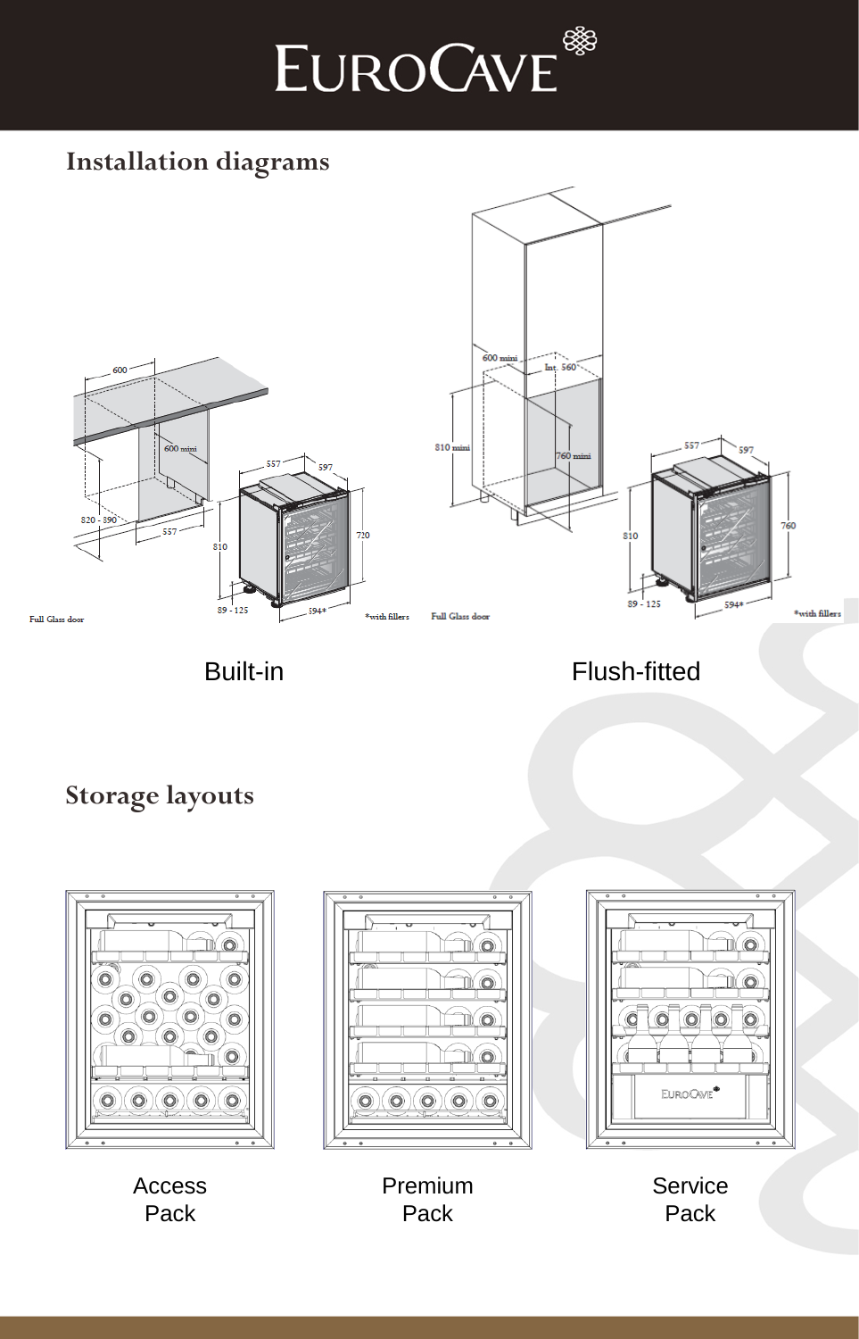# EuroCave

## Installation diagrams

600

600 mini

820 - 890

557

557

597

810

720

89 - 125

594*

*with fillers

Full Glass door

Built-in

600 mini

Int. 560

810 mini

760 mini

557

597

810

760

89 - 125

594*

*with fillers

Full Glass door

Flush-fitted

## Storage layouts

Access Pack

Premium Pack

Service Pack